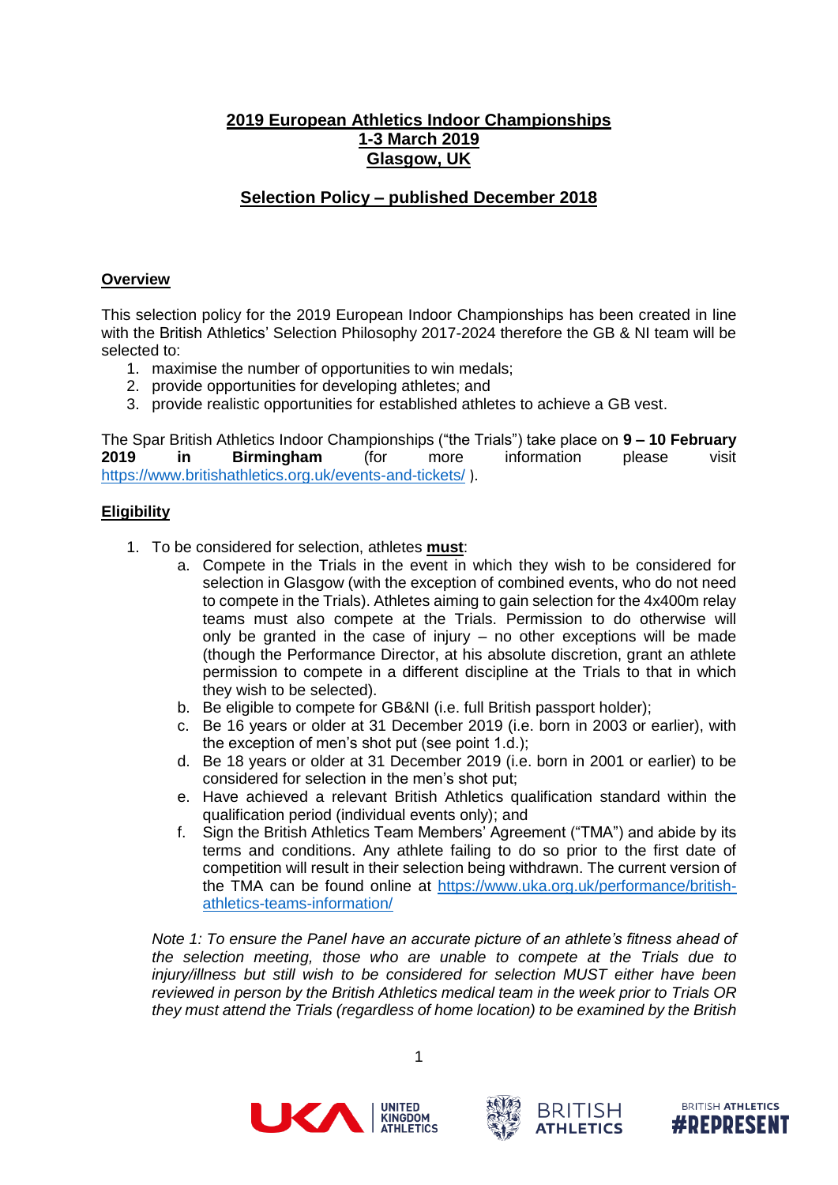**2019 European Athletics Indoor Championships**
**1-3 March 2019**
**Glasgow, UK**

**Selection Policy – published December 2018**

## Overview

This selection policy for the 2019 European Indoor Championships has been created in line with the British Athletics' Selection Philosophy 2017-2024 therefore the GB & NI team will be selected to:

1. maximise the number of opportunities to win medals;
2. provide opportunities for developing athletes; and
3. provide realistic opportunities for established athletes to achieve a GB vest.

The Spar British Athletics Indoor Championships ("the Trials") take place on **9 – 10 February 2019 in Birmingham** (for more information please visit https://www.britishathletics.org.uk/events-and-tickets/ ).

## Eligibility

1. To be considered for selection, athletes **must**:
   a. Compete in the Trials in the event in which they wish to be considered for selection in Glasgow (with the exception of combined events, who do not need to compete in the Trials). Athletes aiming to gain selection for the 4x400m relay teams must also compete at the Trials. Permission to do otherwise will only be granted in the case of injury – no other exceptions will be made (though the Performance Director, at his absolute discretion, grant an athlete permission to compete in a different discipline at the Trials to that in which they wish to be selected).
   b. Be eligible to compete for GB&NI (i.e. full British passport holder);
   c. Be 16 years or older at 31 December 2019 (i.e. born in 2003 or earlier), with the exception of men's shot put (see point 1.d.);
   d. Be 18 years or older at 31 December 2019 (i.e. born in 2001 or earlier) to be considered for selection in the men's shot put;
   e. Have achieved a relevant British Athletics qualification standard within the qualification period (individual events only); and
   f. Sign the British Athletics Team Members' Agreement ("TMA") and abide by its terms and conditions. Any athlete failing to do so prior to the first date of competition will result in their selection being withdrawn. The current version of the TMA can be found online at https://www.uka.org.uk/performance/british-athletics-teams-information/

*Note 1: To ensure the Panel have an accurate picture of an athlete's fitness ahead of the selection meeting, those who are unable to compete at the Trials due to injury/illness but still wish to be considered for selection MUST either have been reviewed in person by the British Athletics medical team in the week prior to Trials OR they must attend the Trials (regardless of home location) to be examined by the British*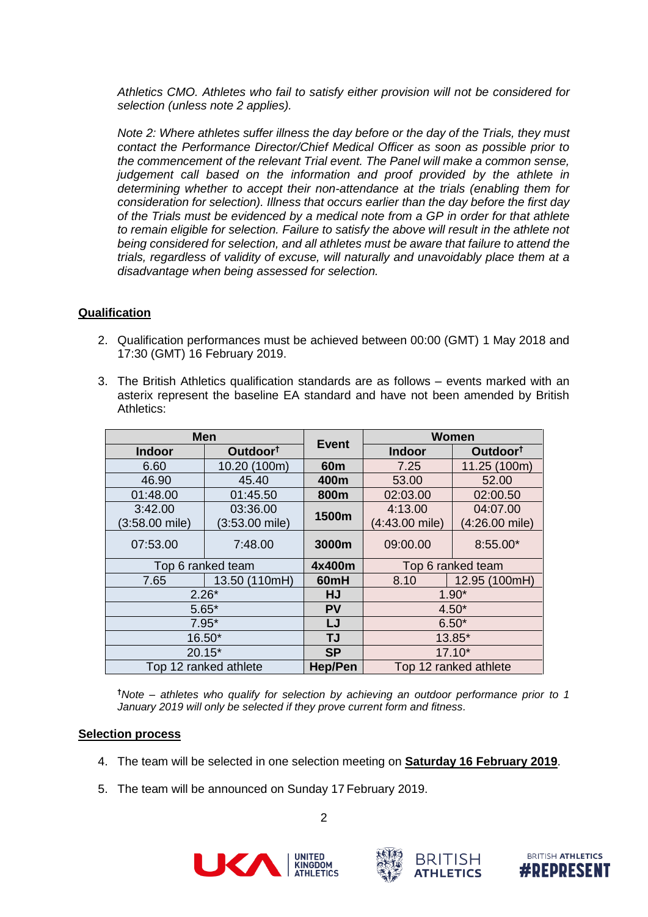*Athletics CMO. Athletes who fail to satisfy either provision will not be considered for selection (unless note 2 applies).*

*Note 2: Where athletes suffer illness the day before or the day of the Trials, they must contact the Performance Director/Chief Medical Officer as soon as possible prior to the commencement of the relevant Trial event. The Panel will make a common sense, judgement call based on the information and proof provided by the athlete in determining whether to accept their non-attendance at the trials (enabling them for consideration for selection). Illness that occurs earlier than the day before the first day of the Trials must be evidenced by a medical note from a GP in order for that athlete to remain eligible for selection. Failure to satisfy the above will result in the athlete not being considered for selection, and all athletes must be aware that failure to attend the trials, regardless of validity of excuse, will naturally and unavoidably place them at a disadvantage when being assessed for selection.*

## Qualification

2. Qualification performances must be achieved between 00:00 (GMT) 1 May 2018 and 17:30 (GMT) 16 February 2019.

3. The British Athletics qualification standards are as follows – events marked with an asterix represent the baseline EA standard and have not been amended by British Athletics:

| Men | | Event | Women | |
|---|---|---|---|---|
| **Indoor** | **Outdoor†** | | **Indoor** | **Outdoor†** |
| 6.60 | 10.20 (100m) | **60m** | 7.25 | 11.25 (100m) |
| 46.90 | 45.40 | **400m** | 53.00 | 52.00 |
| 01:48.00 | 01:45.50 | **800m** | 02:03.00 | 02:00.50 |
| 3:42.00 (3:58.00 mile) | 03:36.00 (3:53.00 mile) | **1500m** | 4:13.00 (4:43.00 mile) | 04:07.00 (4:26.00 mile) |
| 07:53.00 | 7:48.00 | **3000m** | 09:00.00 | 8:55.00* |
| Top 6 ranked team | | **4x400m** | Top 6 ranked team | |
| 7.65 | 13.50 (110mH) | **60mH** | 8.10 | 12.95 (100mH) |
| 2.26* | | **HJ** | 1.90* | |
| 5.65* | | **PV** | 4.50* | |
| 7.95* | | **LJ** | 6.50* | |
| 16.50* | | **TJ** | 13.85* | |
| 20.15* | | **SP** | 17.10* | |
| Top 12 ranked athlete | | **Hep/Pen** | Top 12 ranked athlete | |

†*Note – athletes who qualify for selection by achieving an outdoor performance prior to 1 January 2019 will only be selected if they prove current form and fitness.*

## Selection process

4. The team will be selected in one selection meeting on **Saturday 16 February 2019**.

5. The team will be announced on Sunday 17 February 2019.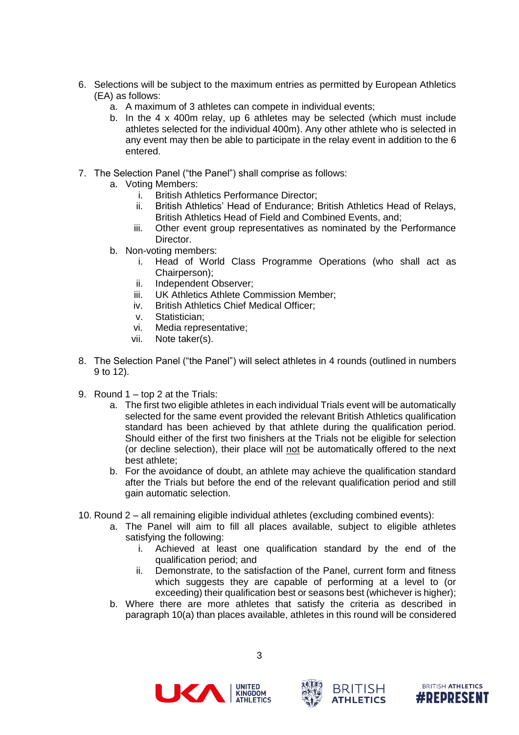6. Selections will be subject to the maximum entries as permitted by European Athletics (EA) as follows:
   a. A maximum of 3 athletes can compete in individual events;
   b. In the 4 x 400m relay, up 6 athletes may be selected (which must include athletes selected for the individual 400m). Any other athlete who is selected in any event may then be able to participate in the relay event in addition to the 6 entered.

7. The Selection Panel ("the Panel") shall comprise as follows:
   a. Voting Members:
      i. British Athletics Performance Director;
      ii. British Athletics' Head of Endurance; British Athletics Head of Relays, British Athletics Head of Field and Combined Events, and;
      iii. Other event group representatives as nominated by the Performance Director.
   b. Non-voting members:
      i. Head of World Class Programme Operations (who shall act as Chairperson);
      ii. Independent Observer;
      iii. UK Athletics Athlete Commission Member;
      iv. British Athletics Chief Medical Officer;
      v. Statistician;
      vi. Media representative;
      vii. Note taker(s).

8. The Selection Panel ("the Panel") will select athletes in 4 rounds (outlined in numbers 9 to 12).

9. Round 1 – top 2 at the Trials:
   a. The first two eligible athletes in each individual Trials event will be automatically selected for the same event provided the relevant British Athletics qualification standard has been achieved by that athlete during the qualification period. Should either of the first two finishers at the Trials not be eligible for selection (or decline selection), their place will <u>not</u> be automatically offered to the next best athlete;
   b. For the avoidance of doubt, an athlete may achieve the qualification standard after the Trials but before the end of the relevant qualification period and still gain automatic selection.

10. Round 2 – all remaining eligible individual athletes (excluding combined events):
    a. The Panel will aim to fill all places available, subject to eligible athletes satisfying the following:
       i. Achieved at least one qualification standard by the end of the qualification period; and
       ii. Demonstrate, to the satisfaction of the Panel, current form and fitness which suggests they are capable of performing at a level to (or exceeding) their qualification best or seasons best (whichever is higher);
    b. Where there are more athletes that satisfy the criteria as described in paragraph 10(a) than places available, athletes in this round will be considered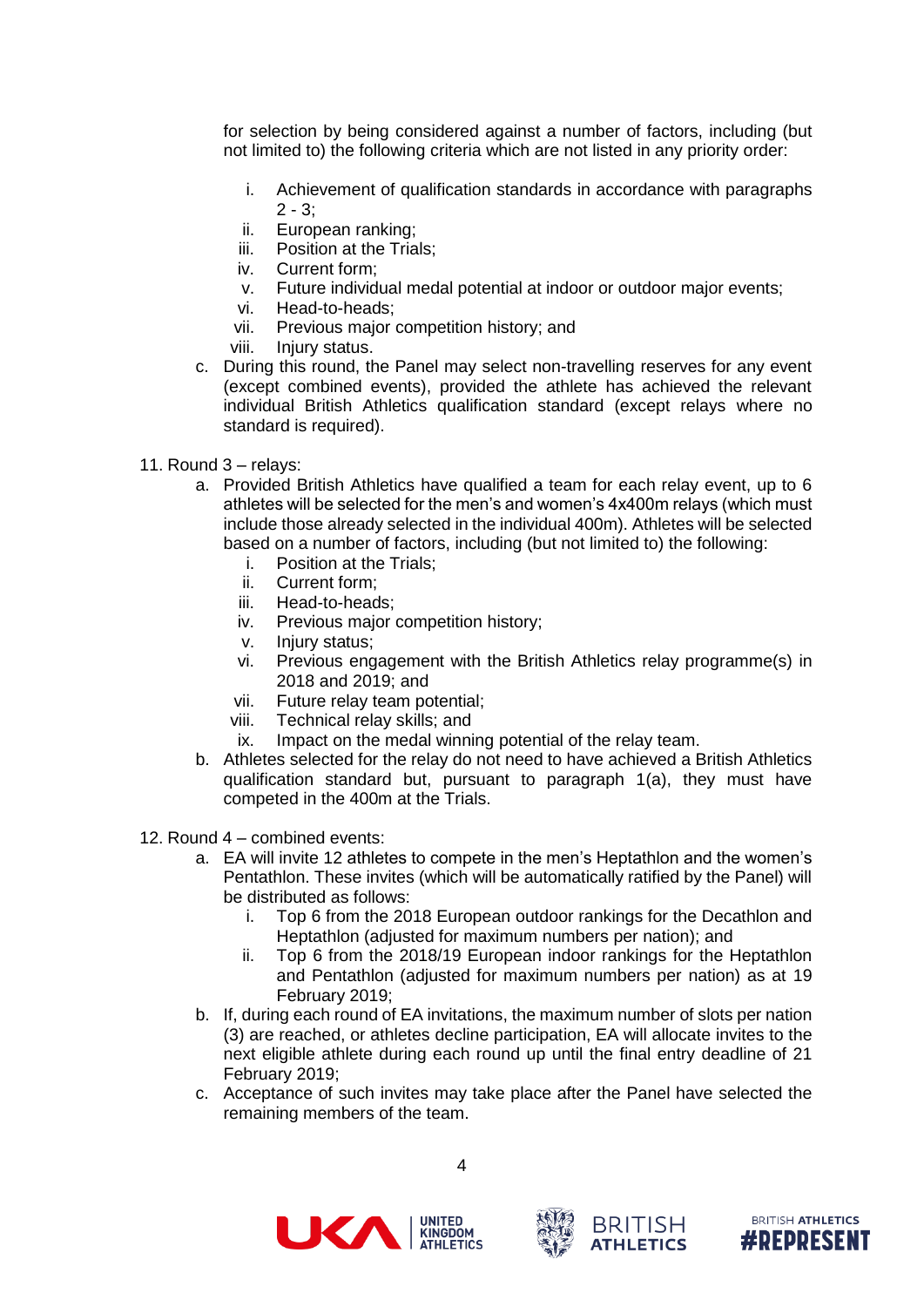for selection by being considered against a number of factors, including (but not limited to) the following criteria which are not listed in any priority order:

   i. Achievement of qualification standards in accordance with paragraphs 2 - 3;
   ii. European ranking;
   iii. Position at the Trials;
   iv. Current form;
   v. Future individual medal potential at indoor or outdoor major events;
   vi. Head-to-heads;
   vii. Previous major competition history; and
   viii. Injury status.

c. During this round, the Panel may select non-travelling reserves for any event (except combined events), provided the athlete has achieved the relevant individual British Athletics qualification standard (except relays where no standard is required).

11. Round 3 – relays:
   a. Provided British Athletics have qualified a team for each relay event, up to 6 athletes will be selected for the men's and women's 4x400m relays (which must include those already selected in the individual 400m). Athletes will be selected based on a number of factors, including (but not limited to) the following:
      i. Position at the Trials;
      ii. Current form;
      iii. Head-to-heads;
      iv. Previous major competition history;
      v. Injury status;
      vi. Previous engagement with the British Athletics relay programme(s) in 2018 and 2019; and
      vii. Future relay team potential;
      viii. Technical relay skills; and
      ix. Impact on the medal winning potential of the relay team.
   b. Athletes selected for the relay do not need to have achieved a British Athletics qualification standard but, pursuant to paragraph 1(a), they must have competed in the 400m at the Trials.

12. Round 4 – combined events:
   a. EA will invite 12 athletes to compete in the men's Heptathlon and the women's Pentathlon. These invites (which will be automatically ratified by the Panel) will be distributed as follows:
      i. Top 6 from the 2018 European outdoor rankings for the Decathlon and Heptathlon (adjusted for maximum numbers per nation); and
      ii. Top 6 from the 2018/19 European indoor rankings for the Heptathlon and Pentathlon (adjusted for maximum numbers per nation) as at 19 February 2019;
   b. If, during each round of EA invitations, the maximum number of slots per nation (3) are reached, or athletes decline participation, EA will allocate invites to the next eligible athlete during each round up until the final entry deadline of 21 February 2019;
   c. Acceptance of such invites may take place after the Panel have selected the remaining members of the team.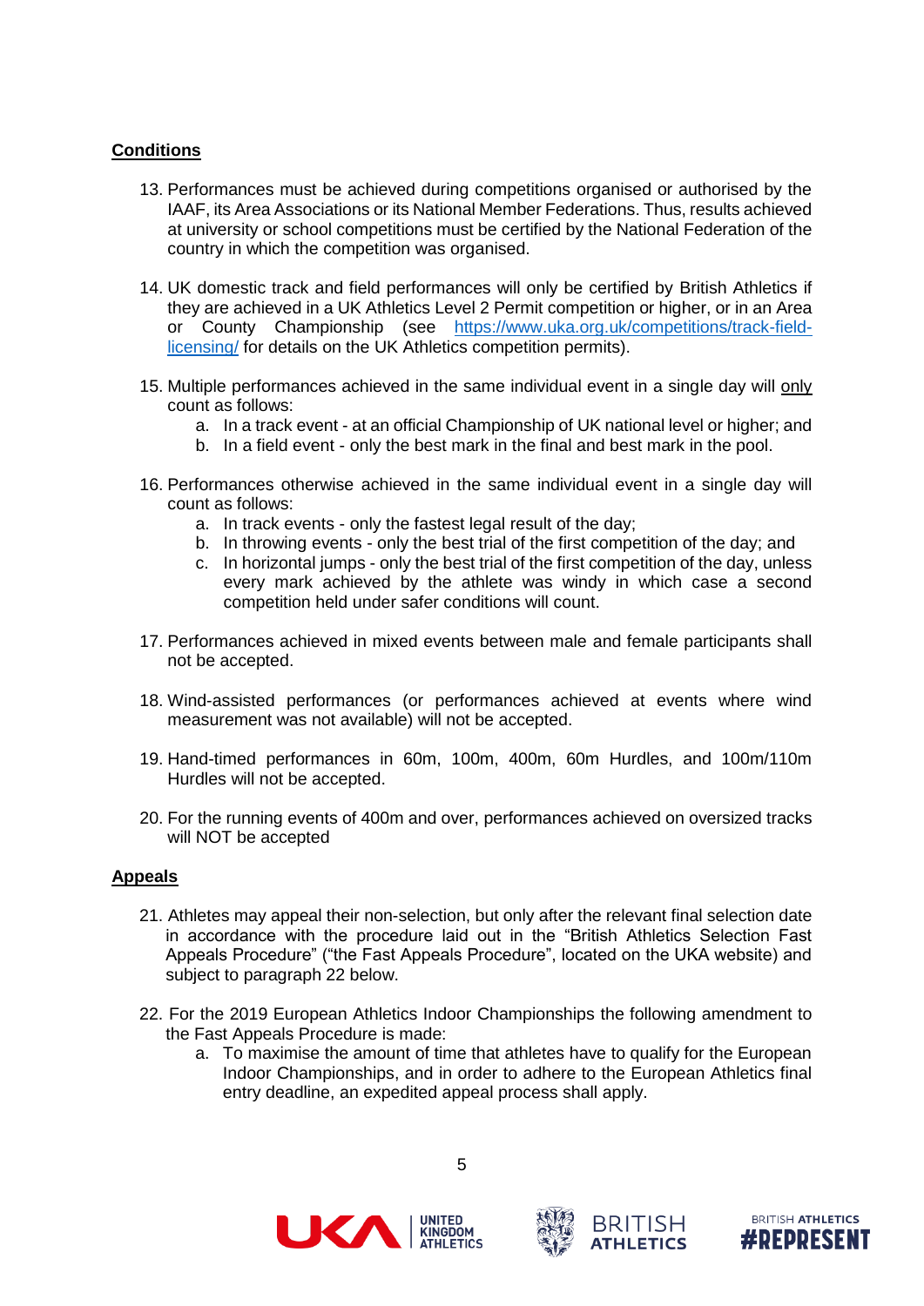**Conditions**

13. Performances must be achieved during competitions organised or authorised by the IAAF, its Area Associations or its National Member Federations. Thus, results achieved at university or school competitions must be certified by the National Federation of the country in which the competition was organised.

14. UK domestic track and field performances will only be certified by British Athletics if they are achieved in a UK Athletics Level 2 Permit competition or higher, or in an Area or County Championship (see [https://www.uka.org.uk/competitions/track-field-licensing/](https://www.uka.org.uk/competitions/track-field-licensing/) for details on the UK Athletics competition permits).

15. Multiple performances achieved in the same individual event in a single day will only count as follows:
    a. In a track event - at an official Championship of UK national level or higher; and
    b. In a field event - only the best mark in the final and best mark in the pool.

16. Performances otherwise achieved in the same individual event in a single day will count as follows:
    a. In track events - only the fastest legal result of the day;
    b. In throwing events - only the best trial of the first competition of the day; and
    c. In horizontal jumps - only the best trial of the first competition of the day, unless every mark achieved by the athlete was windy in which case a second competition held under safer conditions will count.

17. Performances achieved in mixed events between male and female participants shall not be accepted.

18. Wind-assisted performances (or performances achieved at events where wind measurement was not available) will not be accepted.

19. Hand-timed performances in 60m, 100m, 400m, 60m Hurdles, and 100m/110m Hurdles will not be accepted.

20. For the running events of 400m and over, performances achieved on oversized tracks will NOT be accepted

**Appeals**

21. Athletes may appeal their non-selection, but only after the relevant final selection date in accordance with the procedure laid out in the "British Athletics Selection Fast Appeals Procedure" ("the Fast Appeals Procedure", located on the UKA website) and subject to paragraph 22 below.

22. For the 2019 European Athletics Indoor Championships the following amendment to the Fast Appeals Procedure is made:
    a. To maximise the amount of time that athletes have to qualify for the European Indoor Championships, and in order to adhere to the European Athletics final entry deadline, an expedited appeal process shall apply.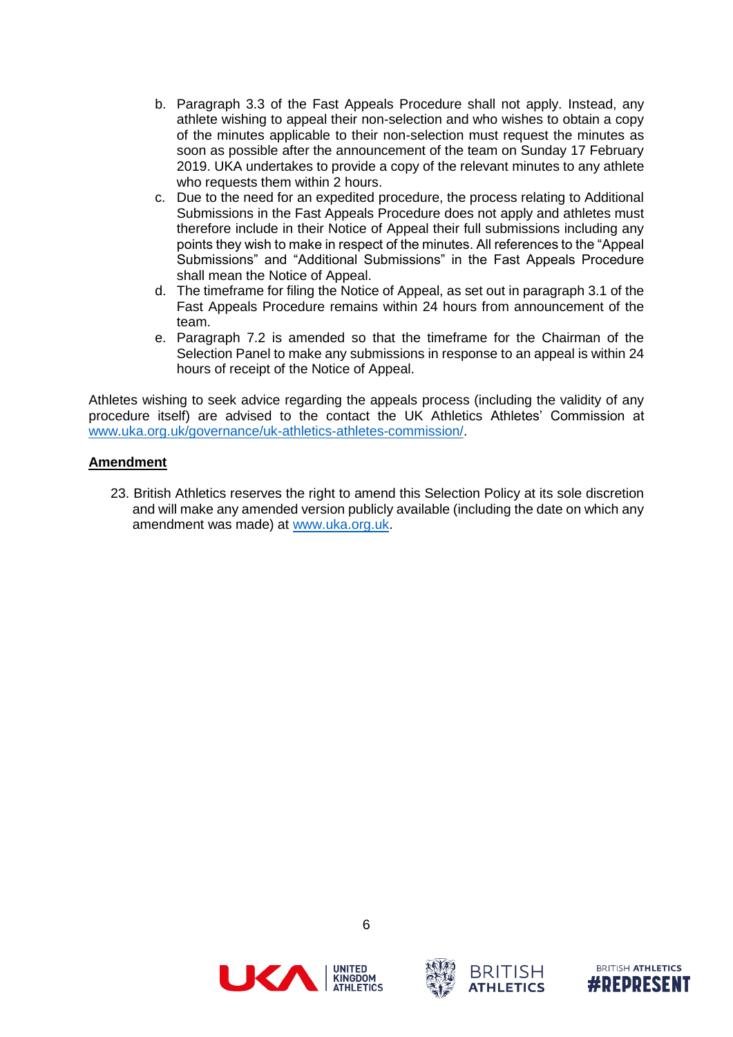b. Paragraph 3.3 of the Fast Appeals Procedure shall not apply. Instead, any athlete wishing to appeal their non-selection and who wishes to obtain a copy of the minutes applicable to their non-selection must request the minutes as soon as possible after the announcement of the team on Sunday 17 February 2019. UKA undertakes to provide a copy of the relevant minutes to any athlete who requests them within 2 hours.

c. Due to the need for an expedited procedure, the process relating to Additional Submissions in the Fast Appeals Procedure does not apply and athletes must therefore include in their Notice of Appeal their full submissions including any points they wish to make in respect of the minutes. All references to the "Appeal Submissions" and "Additional Submissions" in the Fast Appeals Procedure shall mean the Notice of Appeal.

d. The timeframe for filing the Notice of Appeal, as set out in paragraph 3.1 of the Fast Appeals Procedure remains within 24 hours from announcement of the team.

e. Paragraph 7.2 is amended so that the timeframe for the Chairman of the Selection Panel to make any submissions in response to an appeal is within 24 hours of receipt of the Notice of Appeal.

Athletes wishing to seek advice regarding the appeals process (including the validity of any procedure itself) are advised to the contact the UK Athletics Athletes' Commission at www.uka.org.uk/governance/uk-athletics-athletes-commission/.

**Amendment**

23. British Athletics reserves the right to amend this Selection Policy at its sole discretion and will make any amended version publicly available (including the date on which any amendment was made) at www.uka.org.uk.